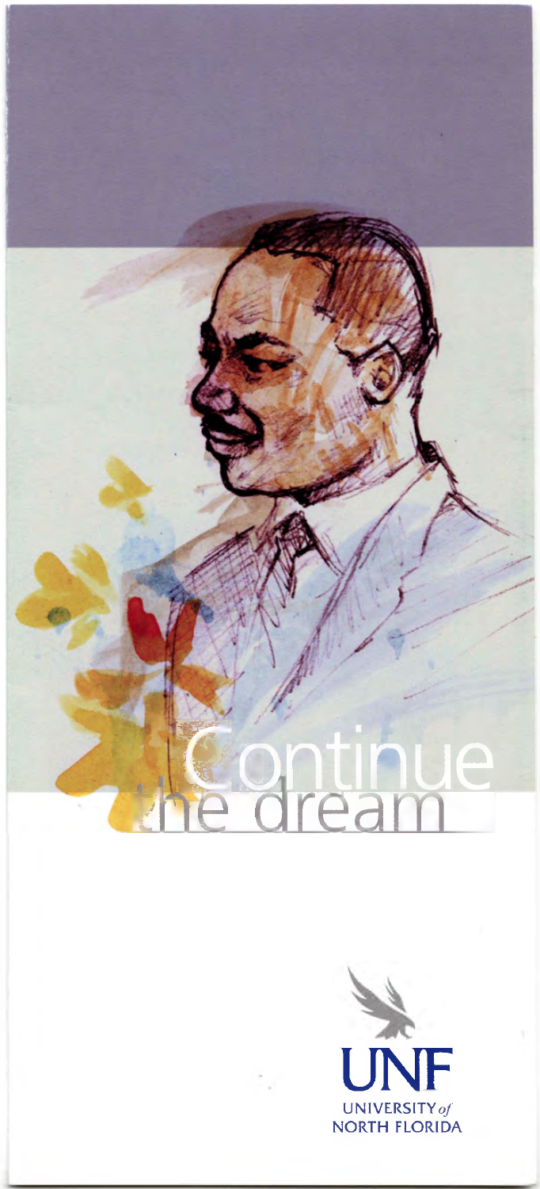# Continue the dream

UNF

UNIVERSITY *of* NORTH FLORIDA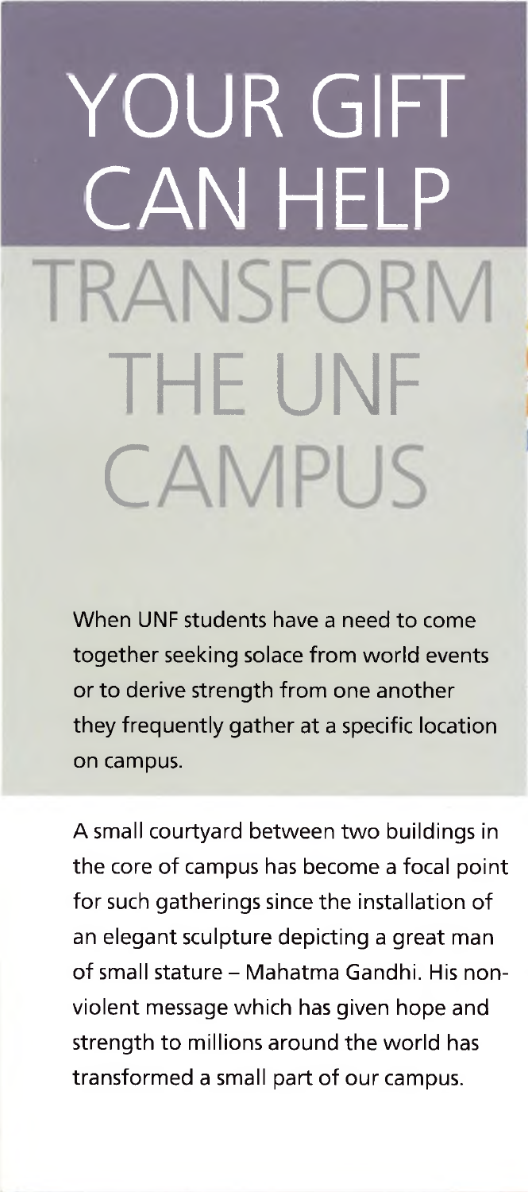# YOUR GIFT CAN HELP TRANSFORM THE UNF CAMPUS

When UNF students have a need to come together seeking solace from world events or to derive strength from one another they frequently gather at a specific location on campus.

A small courtyard between two buildings in the core of campus has become a focal point for such gatherings since the installation of an elegant sculpture depicting a great man of small stature – Mahatma Gandhi. His non-violent message which has given hope and strength to millions around the world has transformed a small part of our campus.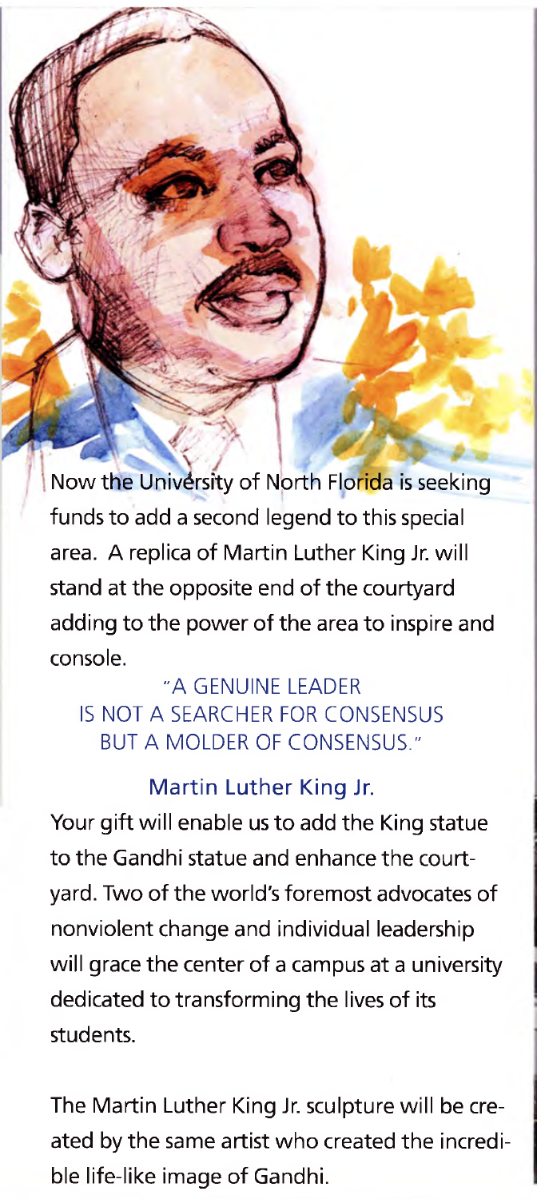Now the University of North Florida is seeking funds to add a second legend to this special area. A replica of Martin Luther King Jr. will stand at the opposite end of the courtyard adding to the power of the area to inspire and console.

"A GENUINE LEADER
IS NOT A SEARCHER FOR CONSENSUS
BUT A MOLDER OF CONSENSUS."

**Martin Luther King Jr.**

Your gift will enable us to add the King statue to the Gandhi statue and enhance the courtyard. Two of the world's foremost advocates of nonviolent change and individual leadership will grace the center of a campus at a university dedicated to transforming the lives of its students.

The Martin Luther King Jr. sculpture will be created by the same artist who created the incredible life-like image of Gandhi.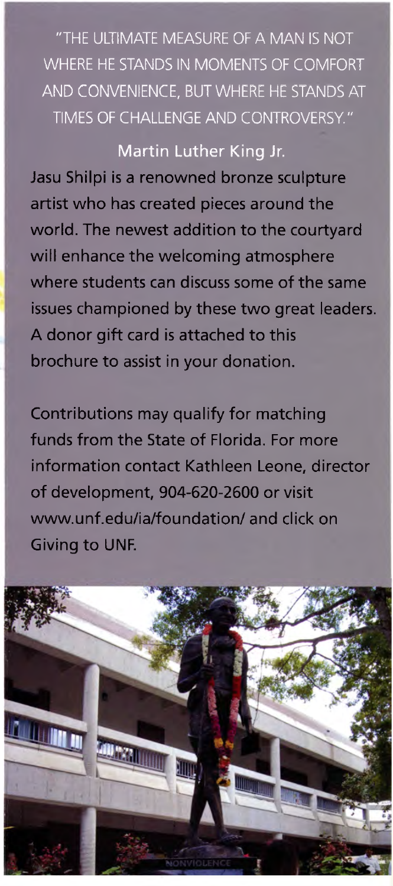"THE ULTIMATE MEASURE OF A MAN IS NOT WHERE HE STANDS IN MOMENTS OF COMFORT AND CONVENIENCE, BUT WHERE HE STANDS AT TIMES OF CHALLENGE AND CONTROVERSY."

Martin Luther King Jr.

Jasu Shilpi is a renowned bronze sculpture artist who has created pieces around the world. The newest addition to the courtyard will enhance the welcoming atmosphere where students can discuss some of the same issues championed by these two great leaders. A donor gift card is attached to this brochure to assist in your donation.

Contributions may qualify for matching funds from the State of Florida. For more information contact Kathleen Leone, director of development, 904-620-2600 or visit www.unf.edu/ia/foundation/ and click on Giving to UNF.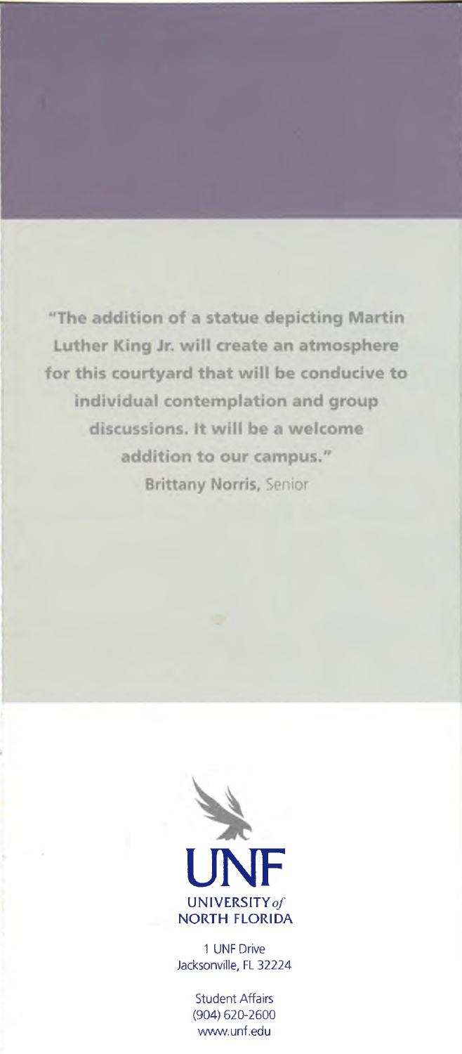**"The addition of a statue depicting Martin Luther King Jr. will create an atmosphere for this courtyard that will be conducive to individual contemplation and group discussions. It will be a welcome addition to our campus."**

**Brittany Norris,** Senior

UNF

UNIVERSITY *of* NORTH FLORIDA

1 UNF Drive
Jacksonville, FL 32224

Student Affairs
(904) 620-2600
www.unf.edu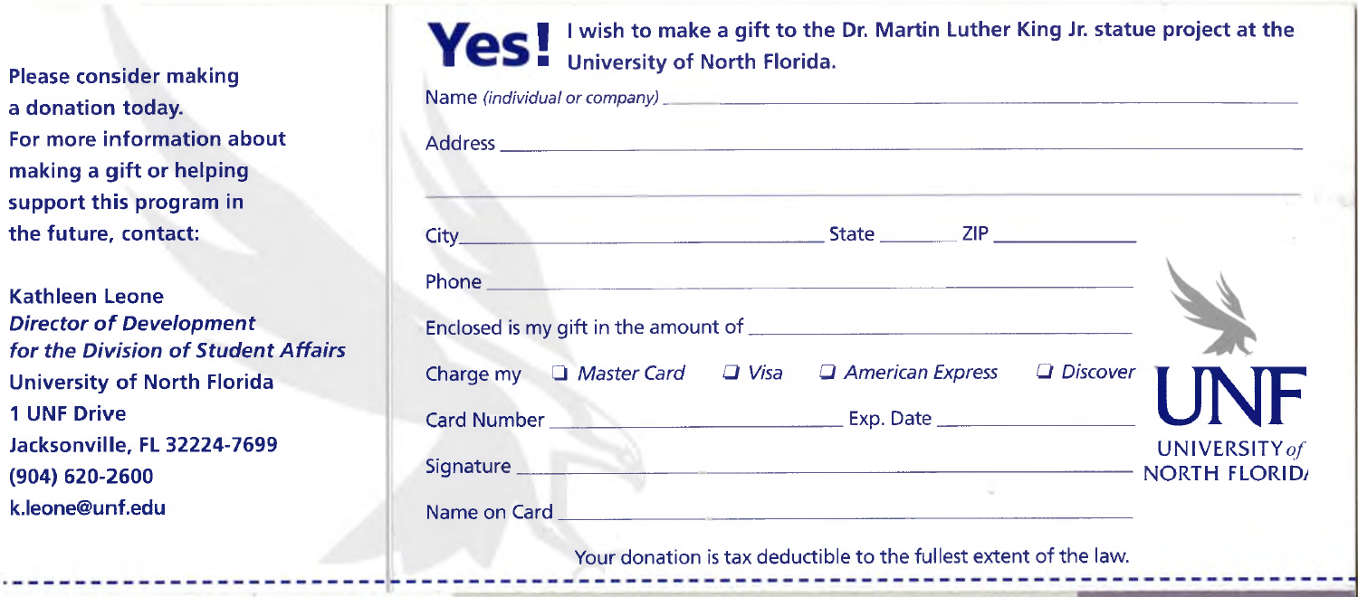Please consider making a donation today. For more information about making a gift or helping support this program in the future, contact:

**Kathleen Leone**
***Director of Development for the Division of Student Affairs***
**University of North Florida**
**1 UNF Drive**
**Jacksonville, FL 32224-7699**
**(904) 620-2600**
**k.leone@unf.edu**

## Yes! I wish to make a gift to the Dr. Martin Luther King Jr. statue project at the University of North Florida.

Name *(individual or company)* \_\_\_\_\_\_\_\_\_\_\_\_\_\_\_\_\_\_\_\_

Address \_\_\_\_\_\_\_\_\_\_\_\_\_\_\_\_\_\_\_\_

\_\_\_\_\_\_\_\_\_\_\_\_\_\_\_\_\_\_\_\_

City \_\_\_\_\_\_\_\_\_\_ State \_\_\_\_\_ ZIP \_\_\_\_\_\_\_

Phone \_\_\_\_\_\_\_\_\_\_\_\_\_\_\_\_\_\_\_\_

Enclosed is my gift in the amount of \_\_\_\_\_\_\_\_\_\_\_\_\_\_\_\_\_\_\_\_

Charge my ☐ *Master Card* ☐ *Visa* ☐ *American Express* ☐ *Discover*

Card Number \_\_\_\_\_\_\_\_\_\_\_\_\_\_\_ Exp. Date \_\_\_\_\_\_\_\_\_\_

Signature \_\_\_\_\_\_\_\_\_\_\_\_\_\_\_\_\_\_\_\_

Name on Card \_\_\_\_\_\_\_\_\_\_\_\_\_\_\_\_\_\_\_\_

UNF UNIVERSITY *of* NORTH FLORIDA

Your donation is tax deductible to the fullest extent of the law.